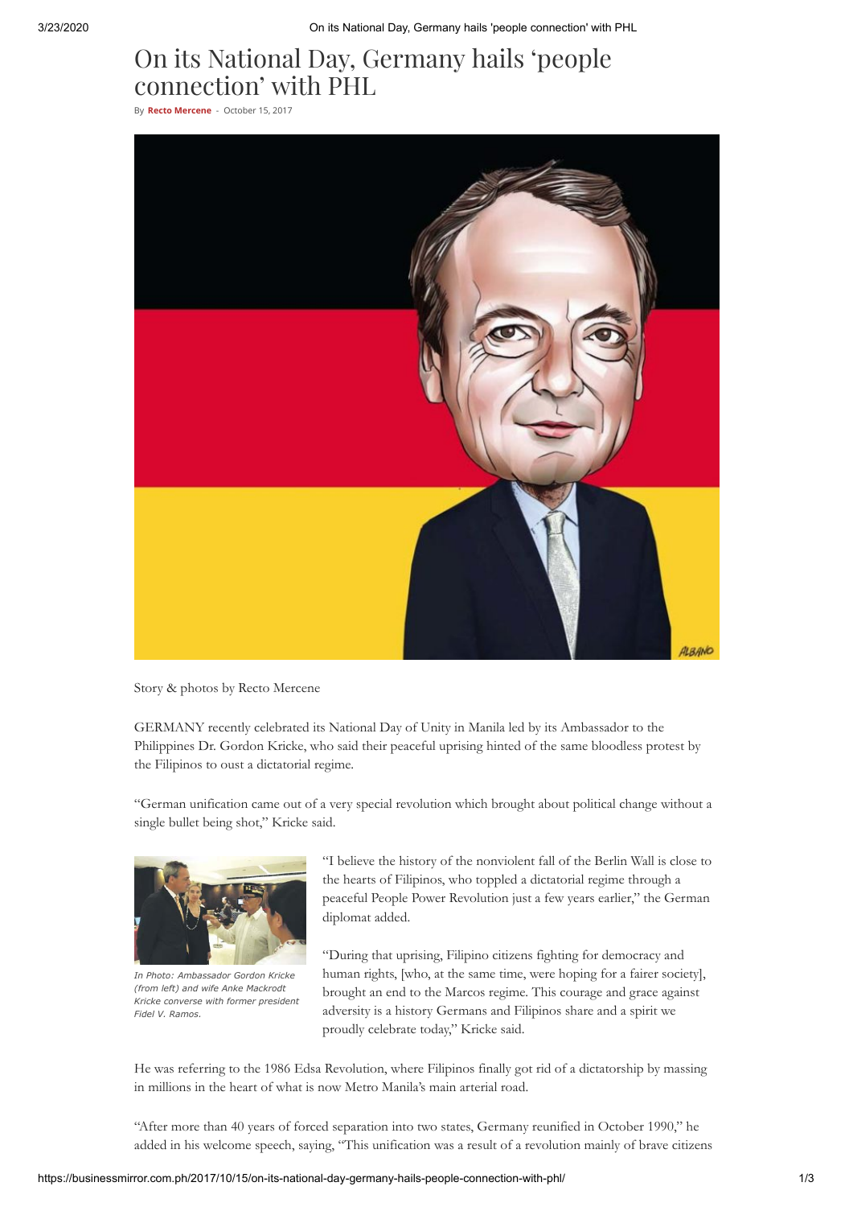# On its National Day, Germany hails 'people connection' with PHL

By **Recto Mercene** - October 15, 2017

Story & photos by Recto Mercene

GERMANY recently celebrated its National Day of Unity in Manila led by its Ambassador to the Philippines Dr. Gordon Kricke, who said their peaceful uprising hinted of the same bloodless protest by the Filipinos to oust a dictatorial regime.

"German unification came out of a very special revolution which brought about political change without a single bullet being shot," Kricke said.

*In Photo: Ambassador Gordon Kricke (from left) and wife Anke Mackrodt Kricke converse with former president Fidel V. Ramos.*

"I believe the history of the nonviolent fall of the Berlin Wall is close to the hearts of Filipinos, who toppled a dictatorial regime through a peaceful People Power Revolution just a few years earlier," the German diplomat added.

"During that uprising, Filipino citizens fighting for democracy and human rights, [who, at the same time, were hoping for a fairer society], brought an end to the Marcos regime. This courage and grace against adversity is a history Germans and Filipinos share and a spirit we proudly celebrate today," Kricke said.

He was referring to the 1986 Edsa Revolution, where Filipinos finally got rid of a dictatorship by massing in millions in the heart of what is now Metro Manila's main arterial road.

"After more than 40 years of forced separation into two states, Germany reunified in October 1990," he added in his welcome speech, saying, "This unification was a result of a revolution mainly of brave citizens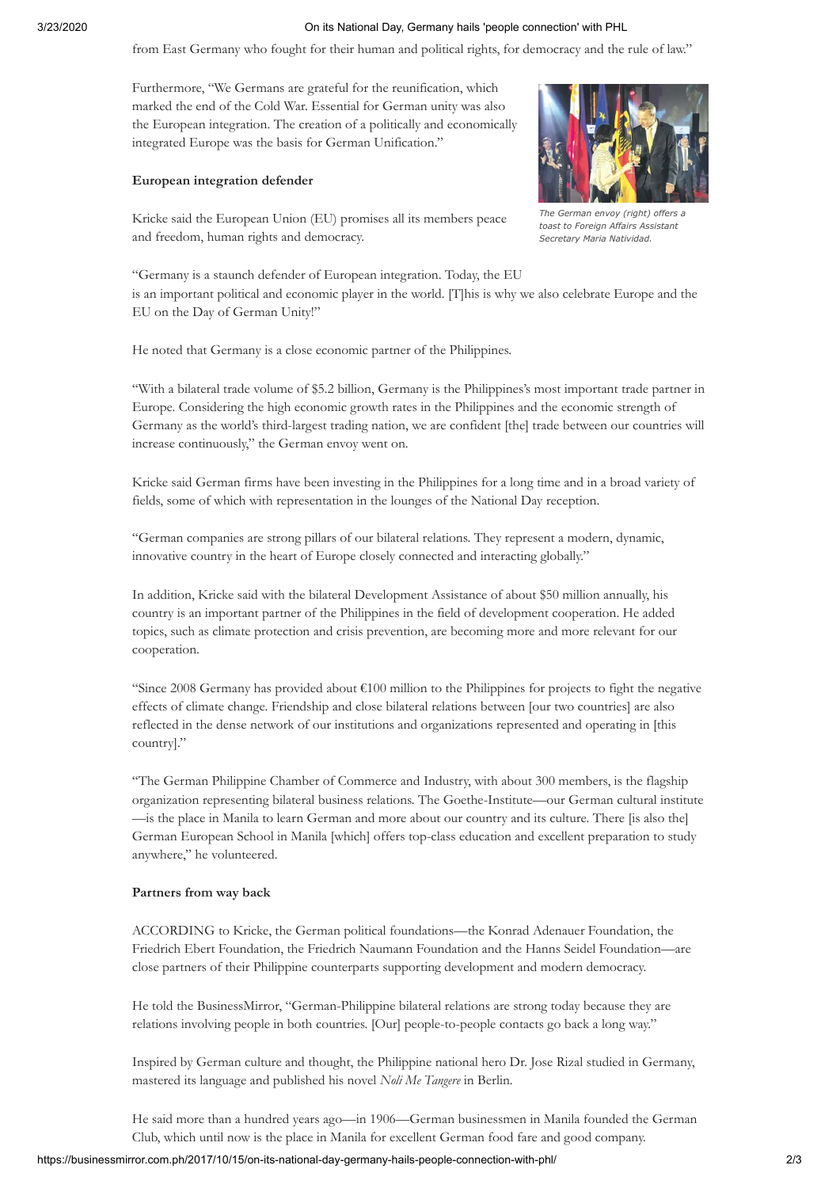from East Germany who fought for their human and political rights, for democracy and the rule of law."

Furthermore, "We Germans are grateful for the reunification, which marked the end of the Cold War. Essential for German unity was also the European integration. The creation of a politically and economically integrated Europe was the basis for German Unification."

*The German envoy (right) offers a toast to Foreign Affairs Assistant Secretary Maria Natividad.*

**European integration defender**

Kricke said the European Union (EU) promises all its members peace and freedom, human rights and democracy.

"Germany is a staunch defender of European integration. Today, the EU is an important political and economic player in the world. [T]his is why we also celebrate Europe and the EU on the Day of German Unity!"

He noted that Germany is a close economic partner of the Philippines.

"With a bilateral trade volume of $5.2 billion, Germany is the Philippines's most important trade partner in Europe. Considering the high economic growth rates in the Philippines and the economic strength of Germany as the world's third-largest trading nation, we are confident [the] trade between our countries will increase continuously," the German envoy went on.

Kricke said German firms have been investing in the Philippines for a long time and in a broad variety of fields, some of which with representation in the lounges of the National Day reception.

"German companies are strong pillars of our bilateral relations. They represent a modern, dynamic, innovative country in the heart of Europe closely connected and interacting globally."

In addition, Kricke said with the bilateral Development Assistance of about $50 million annually, his country is an important partner of the Philippines in the field of development cooperation. He added topics, such as climate protection and crisis prevention, are becoming more and more relevant for our cooperation.

"Since 2008 Germany has provided about €100 million to the Philippines for projects to fight the negative effects of climate change. Friendship and close bilateral relations between [our two countries] are also reflected in the dense network of our institutions and organizations represented and operating in [this country]."

"The German Philippine Chamber of Commerce and Industry, with about 300 members, is the flagship organization representing bilateral business relations. The Goethe-Institute—our German cultural institute—is the place in Manila to learn German and more about our country and its culture. There [is also the] German European School in Manila [which] offers top-class education and excellent preparation to study anywhere," he volunteered.

**Partners from way back**

ACCORDING to Kricke, the German political foundations—the Konrad Adenauer Foundation, the Friedrich Ebert Foundation, the Friedrich Naumann Foundation and the Hanns Seidel Foundation—are close partners of their Philippine counterparts supporting development and modern democracy.

He told the BusinessMirror, "German-Philippine bilateral relations are strong today because they are relations involving people in both countries. [Our] people-to-people contacts go back a long way."

Inspired by German culture and thought, the Philippine national hero Dr. Jose Rizal studied in Germany, mastered its language and published his novel *Noli Me Tangere* in Berlin.

He said more than a hundred years ago—in 1906—German businessmen in Manila founded the German Club, which until now is the place in Manila for excellent German food fare and good company.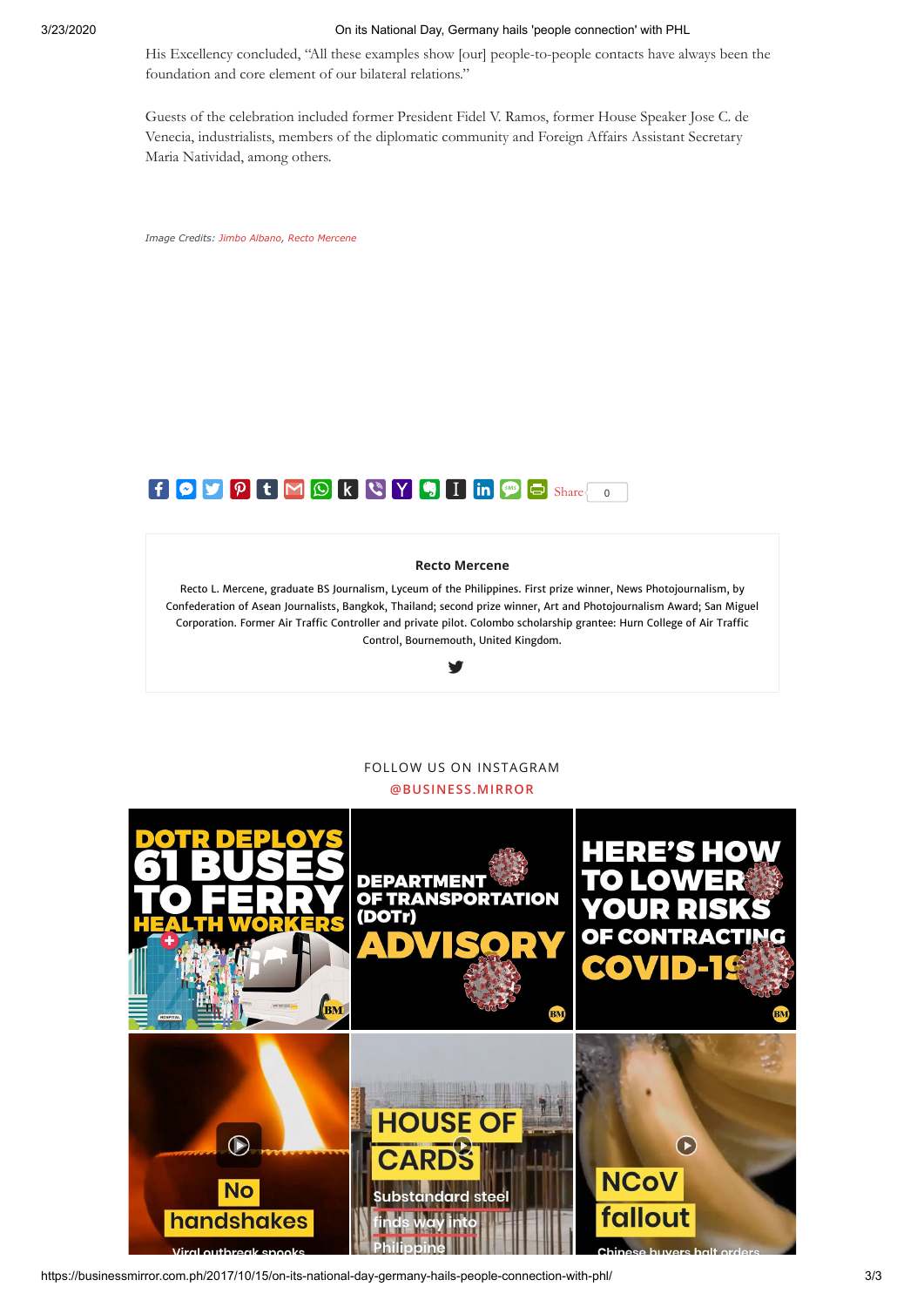His Excellency concluded, "All these examples show [our] people-to-people contacts have always been the foundation and core element of our bilateral relations."

Guests of the celebration included former President Fidel V. Ramos, former House Speaker Jose C. de Venecia, industrialists, members of the diplomatic community and Foreign Affairs Assistant Secretary Maria Natividad, among others.

*Image Credits: Jimbo Albano, Recto Mercene*

Share 0

**Recto Mercene**

Recto L. Mercene, graduate BS Journalism, Lyceum of the Philippines. First prize winner, News Photojournalism, by Confederation of Asean Journalists, Bangkok, Thailand; second prize winner, Art and Photojournalism Award; San Miguel Corporation. Former Air Traffic Controller and private pilot. Colombo scholarship grantee: Hurn College of Air Traffic Control, Bournemouth, United Kingdom.

FOLLOW US ON INSTAGRAM

@BUSINESS.MIRROR